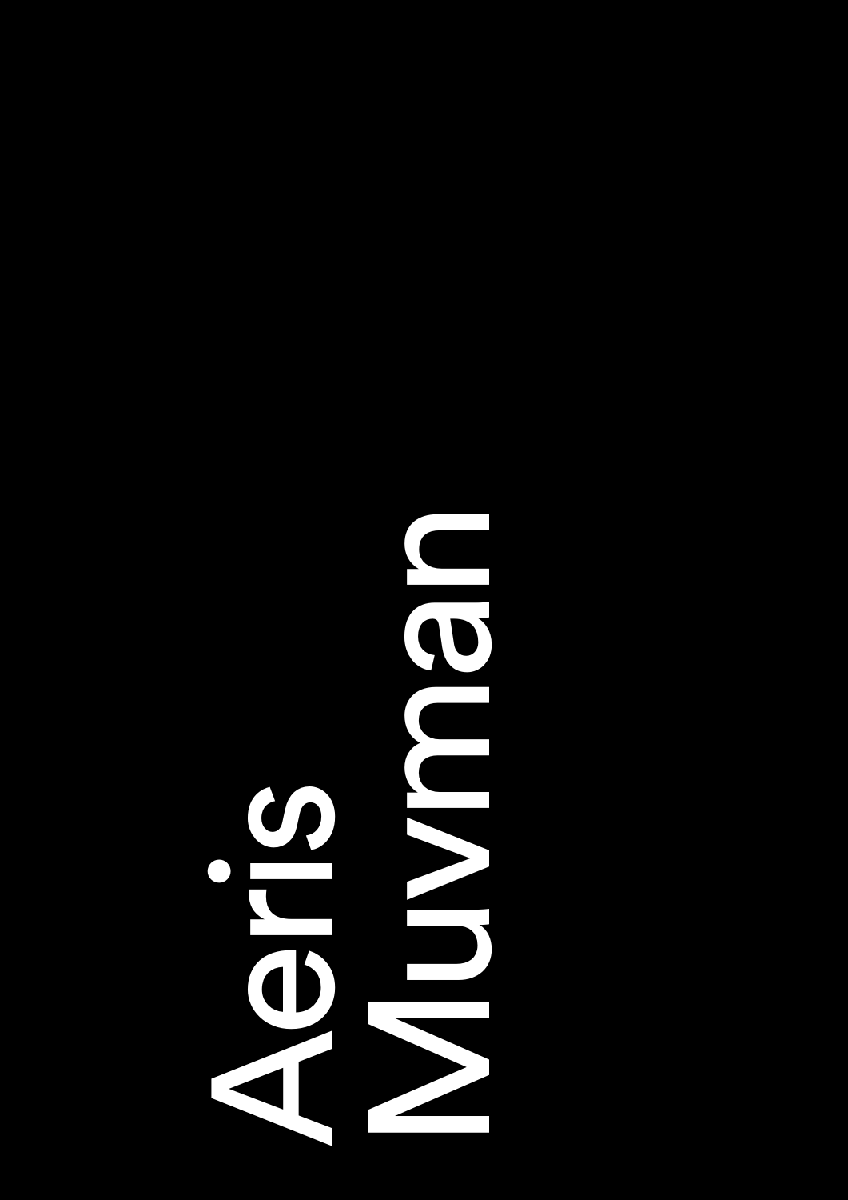# Aeris Muvman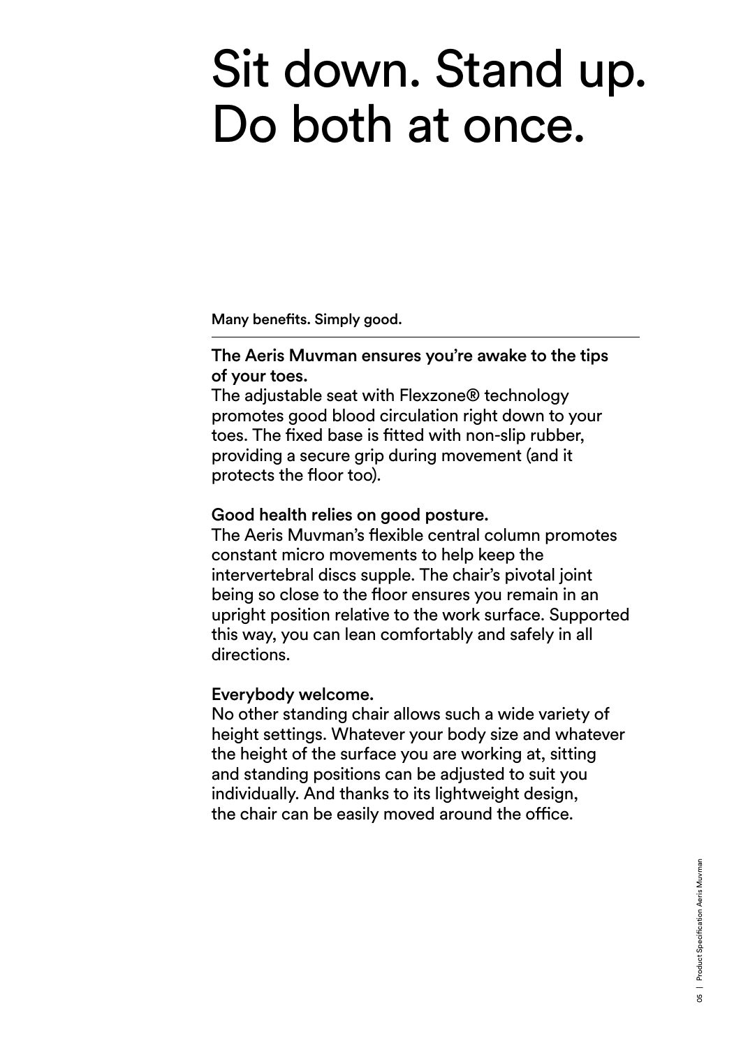# Sit down. Stand up. Do both at once.

**Many benefits. Simply good.**

---

**The Aeris Muvman ensures you're awake to the tips of your toes.**
The adjustable seat with Flexzone® technology promotes good blood circulation right down to your toes. The fixed base is fitted with non-slip rubber, providing a secure grip during movement (and it protects the floor too).

**Good health relies on good posture.**
The Aeris Muvman's flexible central column promotes constant micro movements to help keep the intervertebral discs supple. The chair's pivotal joint being so close to the floor ensures you remain in an upright position relative to the work surface. Supported this way, you can lean comfortably and safely in all directions.

**Everybody welcome.**
No other standing chair allows such a wide variety of height settings. Whatever your body size and whatever the height of the surface you are working at, sitting and standing positions can be adjusted to suit you individually. And thanks to its lightweight design, the chair can be easily moved around the office.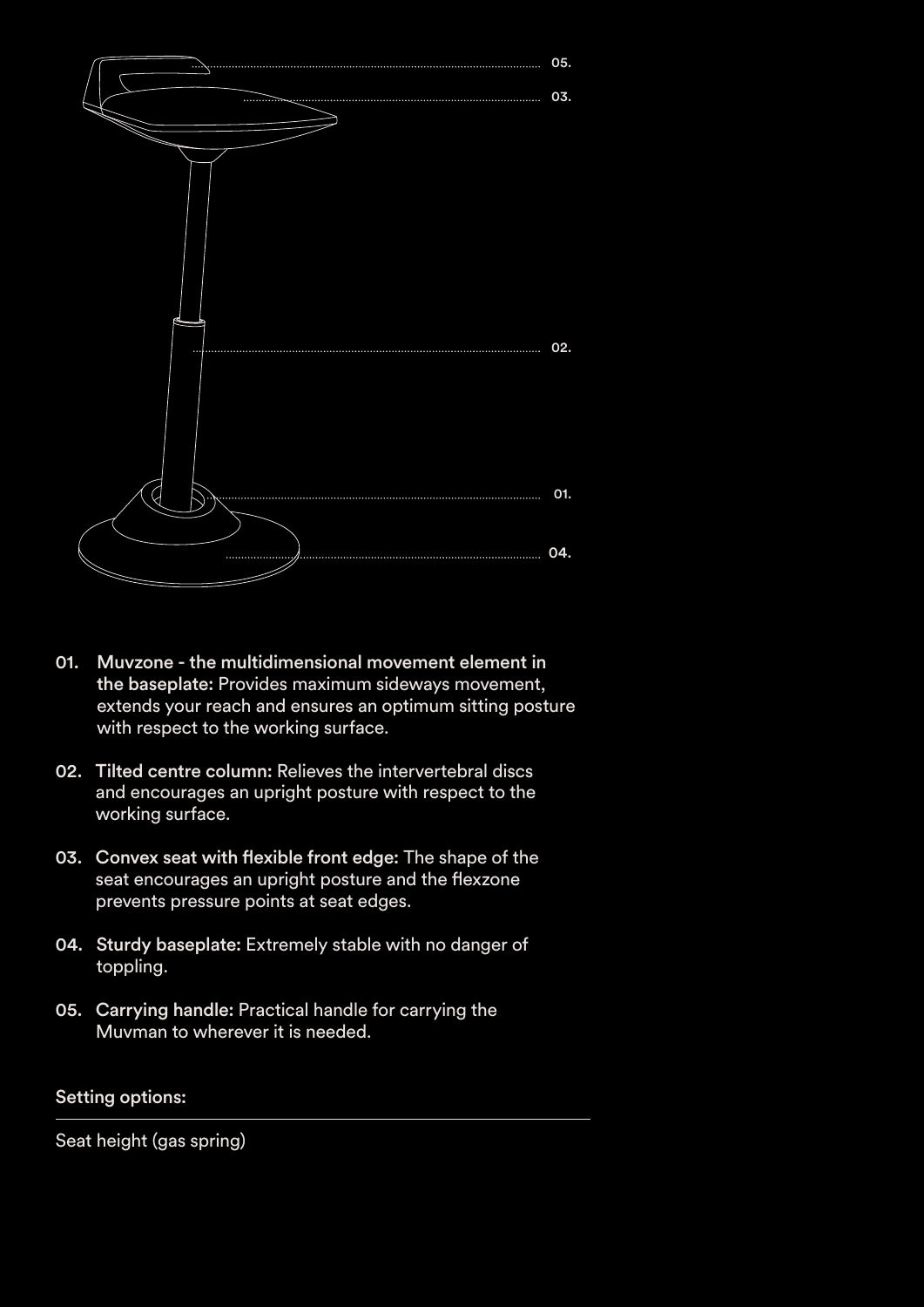- **01. Muvzone - the multidimensional movement element in the baseplate:** Provides maximum sideways movement, extends your reach and ensures an optimum sitting posture with respect to the working surface.

- **02. Tilted centre column:** Relieves the intervertebral discs and encourages an upright posture with respect to the working surface.

- **03. Convex seat with flexible front edge:** The shape of the seat encourages an upright posture and the flexzone prevents pressure points at seat edges.

- **04. Sturdy baseplate:** Extremely stable with no danger of toppling.

- **05. Carrying handle:** Practical handle for carrying the Muvman to wherever it is needed.

**Setting options:**

Seat height (gas spring)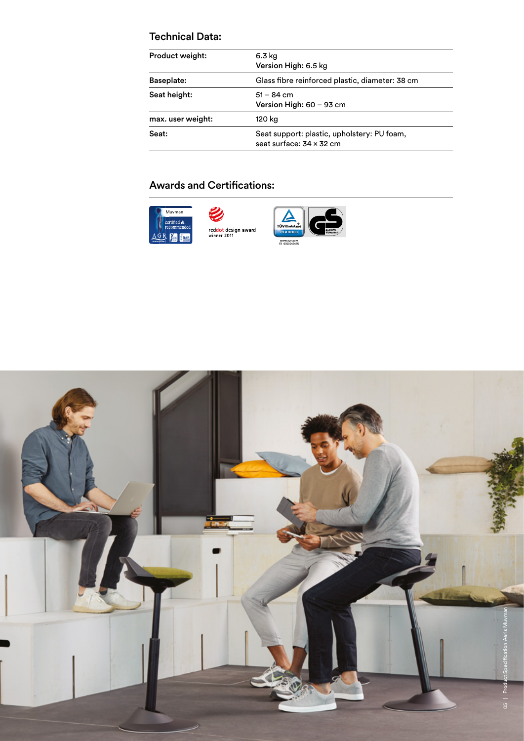## Technical Data:

| | |
|---|---|
| **Product weight:** | 6.3 kg<br>**Version High:** 6.5 kg |
| **Baseplate:** | Glass fibre reinforced plastic, diameter: 38 cm |
| **Seat height:** | 51 – 84 cm<br>**Version High:** 60 – 93 cm |
| **max. user weight:** | 120 kg |
| **Seat:** | Seat support: plastic, upholstery: PU foam,<br>seat surface: 34 × 32 cm |

## Awards and Certifications:

Muvman certified & recommended AGR

reddot design award winner 2011

TÜVRheinland CERTIFIED

www.tuv.com ID 0000042485

geprüfte Sicherheit